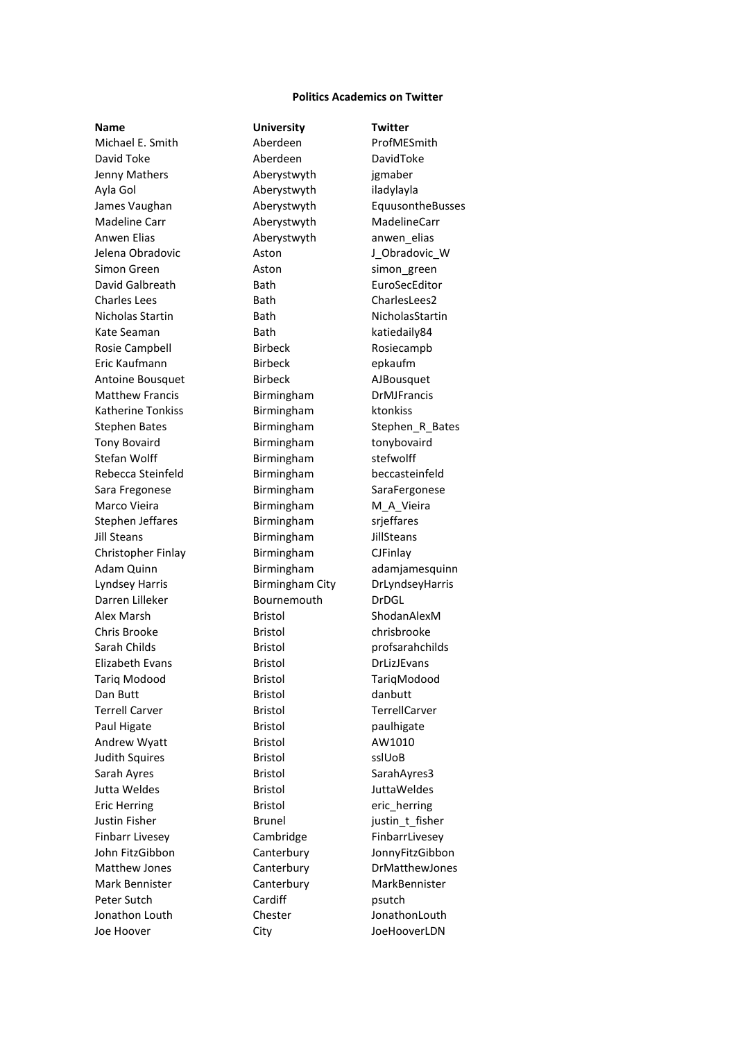**Politics Academics on Twitter**

| Name | University | Twitter |
|---|---|---|
| Michael E. Smith | Aberdeen | ProfMESmith |
| David Toke | Aberdeen | DavidToke |
| Jenny Mathers | Aberystwyth | jgmaber |
| Ayla Gol | Aberystwyth | iladylayla |
| James Vaughan | Aberystwyth | EquusontheBusses |
| Madeline Carr | Aberystwyth | MadelineCarr |
| Anwen Elias | Aberystwyth | anwen_elias |
| Jelena Obradovic | Aston | J_Obradovic_W |
| Simon Green | Aston | simon_green |
| David Galbreath | Bath | EuroSecEditor |
| Charles Lees | Bath | CharlesLees2 |
| Nicholas Startin | Bath | NicholasStartin |
| Kate Seaman | Bath | katiedaily84 |
| Rosie Campbell | Birbeck | Rosiecampb |
| Eric Kaufmann | Birbeck | epkaufm |
| Antoine Bousquet | Birbeck | AJBousquet |
| Matthew Francis | Birmingham | DrMJFrancis |
| Katherine Tonkiss | Birmingham | ktonkiss |
| Stephen Bates | Birmingham | Stephen_R_Bates |
| Tony Bovaird | Birmingham | tonybovaird |
| Stefan Wolff | Birmingham | stefwolff |
| Rebecca Steinfeld | Birmingham | beccasteinfeld |
| Sara Fregonese | Birmingham | SaraFergonese |
| Marco Vieira | Birmingham | M_A_Vieira |
| Stephen Jeffares | Birmingham | srjeffares |
| Jill Steans | Birmingham | JillSteans |
| Christopher Finlay | Birmingham | CJFinlay |
| Adam Quinn | Birmingham | adamjamesquinn |
| Lyndsey Harris | Birmingham City | DrLyndseyHarris |
| Darren Lilleker | Bournemouth | DrDGL |
| Alex Marsh | Bristol | ShodanAlexM |
| Chris Brooke | Bristol | chrisbrooke |
| Sarah Childs | Bristol | profsarahchilds |
| Elizabeth Evans | Bristol | DrLizJEvans |
| Tariq Modood | Bristol | TariqModood |
| Dan Butt | Bristol | danbutt |
| Terrell Carver | Bristol | TerrellCarver |
| Paul Higate | Bristol | paulhigate |
| Andrew Wyatt | Bristol | AW1010 |
| Judith Squires | Bristol | sslUoB |
| Sarah Ayres | Bristol | SarahAyres3 |
| Jutta Weldes | Bristol | JuttaWeldes |
| Eric Herring | Bristol | eric_herring |
| Justin Fisher | Brunel | justin_t_fisher |
| Finbarr Livesey | Cambridge | FinbarrLivesey |
| John FitzGibbon | Canterbury | JonnyFitzGibbon |
| Matthew Jones | Canterbury | DrMatthewJones |
| Mark Bennister | Canterbury | MarkBennister |
| Peter Sutch | Cardiff | psutch |
| Jonathon Louth | Chester | JonathonLouth |
| Joe Hoover | City | JoeHooverLDN |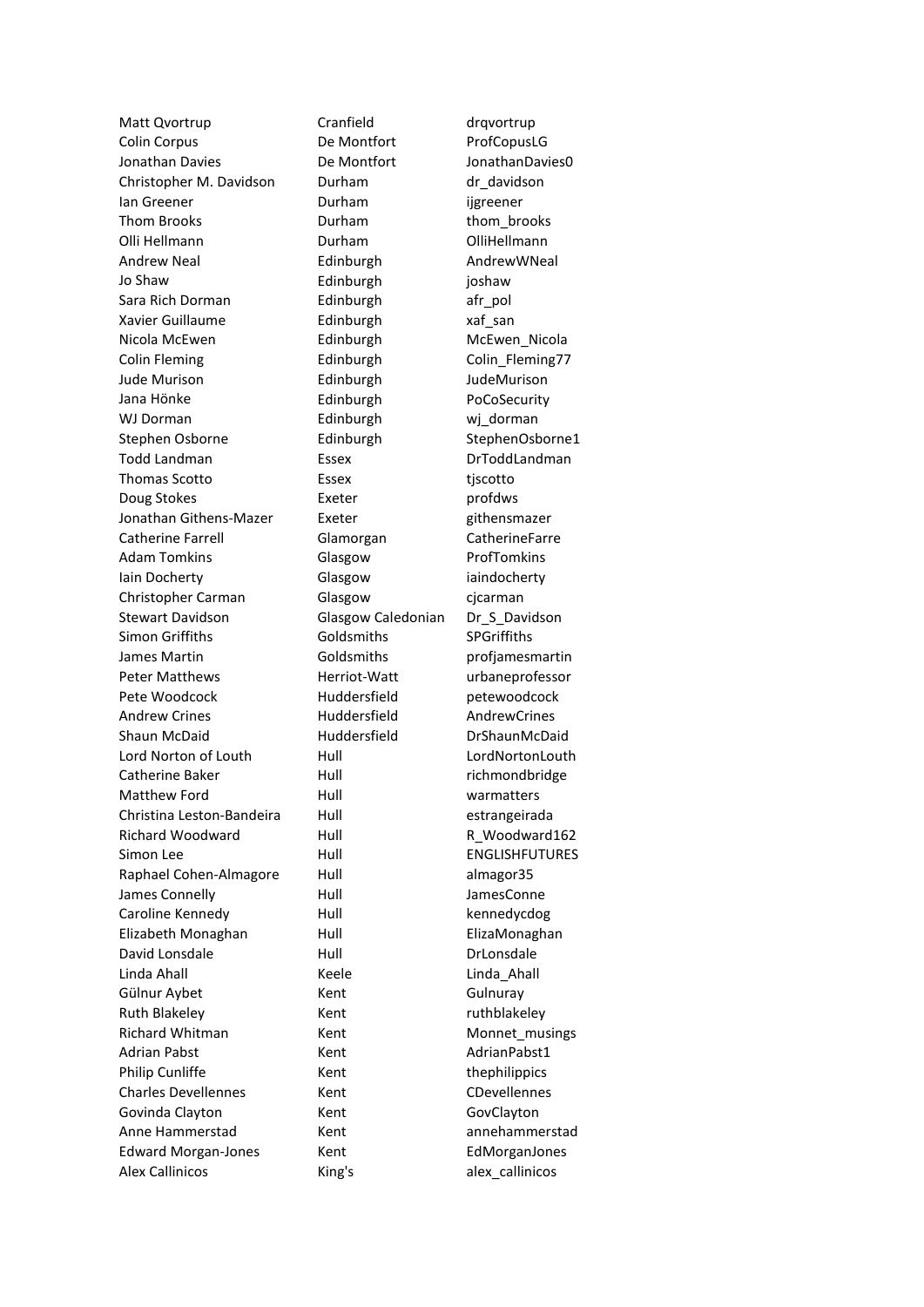| | | |
|---|---|---|
| Matt Qvortrup | Cranfield | drqvortrup |
| Colin Corpus | De Montfort | ProfCopusLG |
| Jonathan Davies | De Montfort | JonathanDavies0 |
| Christopher M. Davidson | Durham | dr_davidson |
| Ian Greener | Durham | ijgreener |
| Thom Brooks | Durham | thom_brooks |
| Olli Hellmann | Durham | OlliHellmann |
| Andrew Neal | Edinburgh | AndrewWNeal |
| Jo Shaw | Edinburgh | joshaw |
| Sara Rich Dorman | Edinburgh | afr_pol |
| Xavier Guillaume | Edinburgh | xaf_san |
| Nicola McEwen | Edinburgh | McEwen_Nicola |
| Colin Fleming | Edinburgh | Colin_Fleming77 |
| Jude Murison | Edinburgh | JudeMurison |
| Jana Hönke | Edinburgh | PoCoSecurity |
| WJ Dorman | Edinburgh | wj_dorman |
| Stephen Osborne | Edinburgh | StephenOsborne1 |
| Todd Landman | Essex | DrToddLandman |
| Thomas Scotto | Essex | tjscotto |
| Doug Stokes | Exeter | profdws |
| Jonathan Githens-Mazer | Exeter | githensmazer |
| Catherine Farrell | Glamorgan | CatherineFarre |
| Adam Tomkins | Glasgow | ProfTomkins |
| Iain Docherty | Glasgow | iaindocherty |
| Christopher Carman | Glasgow | cjcarman |
| Stewart Davidson | Glasgow Caledonian | Dr_S_Davidson |
| Simon Griffiths | Goldsmiths | SPGriffiths |
| James Martin | Goldsmiths | profjamesmartin |
| Peter Matthews | Herriot-Watt | urbaneprofessor |
| Pete Woodcock | Huddersfield | petewoodcock |
| Andrew Crines | Huddersfield | AndrewCrines |
| Shaun McDaid | Huddersfield | DrShaunMcDaid |
| Lord Norton of Louth | Hull | LordNortonLouth |
| Catherine Baker | Hull | richmondbridge |
| Matthew Ford | Hull | warmatters |
| Christina Leston-Bandeira | Hull | estrangeirada |
| Richard Woodward | Hull | R_Woodward162 |
| Simon Lee | Hull | ENGLISHFUTURES |
| Raphael Cohen-Almagore | Hull | almagor35 |
| James Connelly | Hull | JamesConne |
| Caroline Kennedy | Hull | kennedycdog |
| Elizabeth Monaghan | Hull | ElizaMonaghan |
| David Lonsdale | Hull | DrLonsdale |
| Linda Ahall | Keele | Linda_Ahall |
| Gülnur Aybet | Kent | Gulnuray |
| Ruth Blakeley | Kent | ruthblakeley |
| Richard Whitman | Kent | Monnet_musings |
| Adrian Pabst | Kent | AdrianPabst1 |
| Philip Cunliffe | Kent | thephilippics |
| Charles Devellennes | Kent | CDevellennes |
| Govinda Clayton | Kent | GovClayton |
| Anne Hammerstad | Kent | annehammerstad |
| Edward Morgan-Jones | Kent | EdMorganJones |
| Alex Callinicos | King's | alex_callinicos |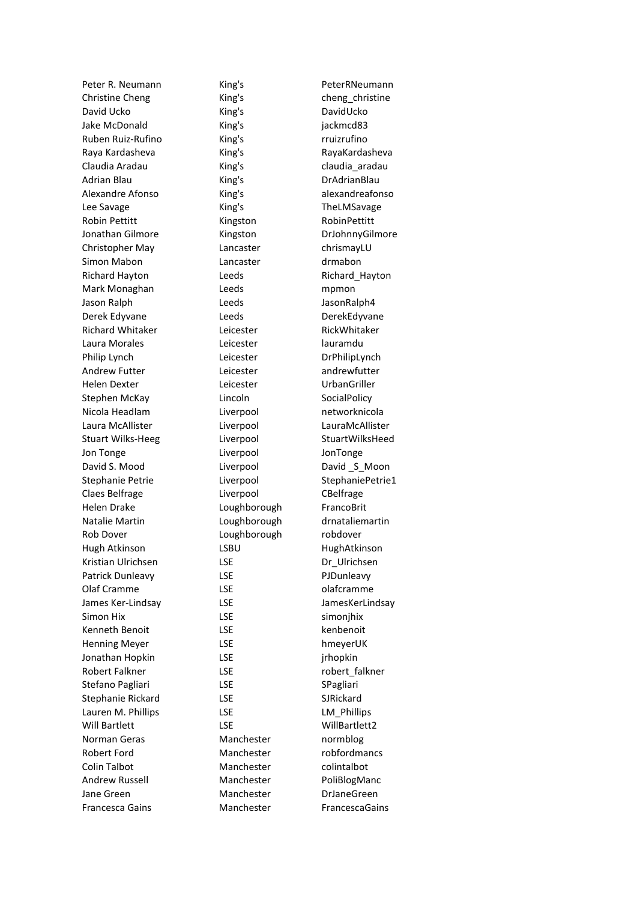| | | |
|---|---|---|
| Peter R. Neumann | King's | PeterRNeumann |
| Christine Cheng | King's | cheng_christine |
| David Ucko | King's | DavidUcko |
| Jake McDonald | King's | jackmcd83 |
| Ruben Ruiz-Rufino | King's | rruizrufino |
| Raya Kardasheva | King's | RayaKardasheva |
| Claudia Aradau | King's | claudia_aradau |
| Adrian Blau | King's | DrAdrianBlau |
| Alexandre Afonso | King's | alexandreafonso |
| Lee Savage | King's | TheLMSavage |
| Robin Pettitt | Kingston | RobinPettitt |
| Jonathan Gilmore | Kingston | DrJohnnyGilmore |
| Christopher May | Lancaster | chrismayLU |
| Simon Mabon | Lancaster | drmabon |
| Richard Hayton | Leeds | Richard_Hayton |
| Mark Monaghan | Leeds | mpmon |
| Jason Ralph | Leeds | JasonRalph4 |
| Derek Edyvane | Leeds | DerekEdyvane |
| Richard Whitaker | Leicester | RickWhitaker |
| Laura Morales | Leicester | lauramdu |
| Philip Lynch | Leicester | DrPhilipLynch |
| Andrew Futter | Leicester | andrewfutter |
| Helen Dexter | Leicester | UrbanGriller |
| Stephen McKay | Lincoln | SocialPolicy |
| Nicola Headlam | Liverpool | networknicola |
| Laura McAllister | Liverpool | LauraMcAllister |
| Stuart Wilks-Heeg | Liverpool | StuartWilksHeed |
| Jon Tonge | Liverpool | JonTonge |
| David S. Mood | Liverpool | David _S_Moon |
| Stephanie Petrie | Liverpool | StephaniePetrie1 |
| Claes Belfrage | Liverpool | CBelfrage |
| Helen Drake | Loughborough | FrancoBrit |
| Natalie Martin | Loughborough | drnataliemartin |
| Rob Dover | Loughborough | robdover |
| Hugh Atkinson | LSBU | HughAtkinson |
| Kristian Ulrichsen | LSE | Dr_Ulrichsen |
| Patrick Dunleavy | LSE | PJDunleavy |
| Olaf Cramme | LSE | olafcramme |
| James Ker-Lindsay | LSE | JamesKerLindsay |
| Simon Hix | LSE | simonjhix |
| Kenneth Benoit | LSE | kenbenoit |
| Henning Meyer | LSE | hmeyerUK |
| Jonathan Hopkin | LSE | jrhopkin |
| Robert Falkner | LSE | robert_falkner |
| Stefano Pagliari | LSE | SPagliari |
| Stephanie Rickard | LSE | SJRickard |
| Lauren M. Phillips | LSE | LM_Phillips |
| Will Bartlett | LSE | WillBartlett2 |
| Norman Geras | Manchester | normblog |
| Robert Ford | Manchester | robfordmancs |
| Colin Talbot | Manchester | colintalbot |
| Andrew Russell | Manchester | PoliBlogManc |
| Jane Green | Manchester | DrJaneGreen |
| Francesca Gains | Manchester | FrancescaGains |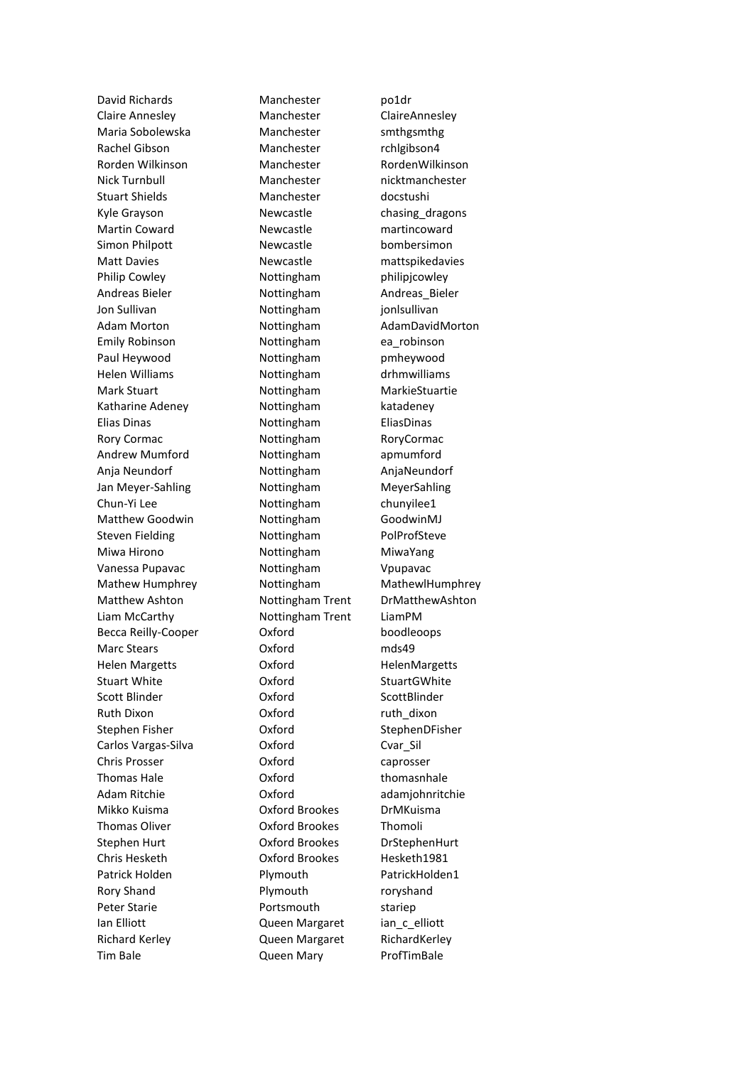| | | |
|---|---|---|
| David Richards | Manchester | po1dr |
| Claire Annesley | Manchester | ClaireAnnesley |
| Maria Sobolewska | Manchester | smthgsmthg |
| Rachel Gibson | Manchester | rchlgibson4 |
| Rorden Wilkinson | Manchester | RordenWilkinson |
| Nick Turnbull | Manchester | nicktmanchester |
| Stuart Shields | Manchester | docstushi |
| Kyle Grayson | Newcastle | chasing_dragons |
| Martin Coward | Newcastle | martincoward |
| Simon Philpott | Newcastle | bombersimon |
| Matt Davies | Newcastle | mattspikedavies |
| Philip Cowley | Nottingham | philipjcowley |
| Andreas Bieler | Nottingham | Andreas_Bieler |
| Jon Sullivan | Nottingham | jonlsullivan |
| Adam Morton | Nottingham | AdamDavidMorton |
| Emily Robinson | Nottingham | ea_robinson |
| Paul Heywood | Nottingham | pmheywood |
| Helen Williams | Nottingham | drhmwilliams |
| Mark Stuart | Nottingham | MarkieStuartie |
| Katharine Adeney | Nottingham | katadeney |
| Elias Dinas | Nottingham | EliasDinas |
| Rory Cormac | Nottingham | RoryCormac |
| Andrew Mumford | Nottingham | apmumford |
| Anja Neundorf | Nottingham | AnjaNeundorf |
| Jan Meyer-Sahling | Nottingham | MeyerSahling |
| Chun-Yi Lee | Nottingham | chunyilee1 |
| Matthew Goodwin | Nottingham | GoodwinMJ |
| Steven Fielding | Nottingham | PolProfSteve |
| Miwa Hirono | Nottingham | MiwaYang |
| Vanessa Pupavac | Nottingham | Vpupavac |
| Mathew Humphrey | Nottingham | MathewlHumphrey |
| Matthew Ashton | Nottingham Trent | DrMatthewAshton |
| Liam McCarthy | Nottingham Trent | LiamPM |
| Becca Reilly-Cooper | Oxford | boodleoops |
| Marc Stears | Oxford | mds49 |
| Helen Margetts | Oxford | HelenMargetts |
| Stuart White | Oxford | StuartGWhite |
| Scott Blinder | Oxford | ScottBlinder |
| Ruth Dixon | Oxford | ruth_dixon |
| Stephen Fisher | Oxford | StephenDFisher |
| Carlos Vargas-Silva | Oxford | Cvar_Sil |
| Chris Prosser | Oxford | caprosser |
| Thomas Hale | Oxford | thomasnhale |
| Adam Ritchie | Oxford | adamjohnritchie |
| Mikko Kuisma | Oxford Brookes | DrMKuisma |
| Thomas Oliver | Oxford Brookes | Thomoli |
| Stephen Hurt | Oxford Brookes | DrStephenHurt |
| Chris Hesketh | Oxford Brookes | Hesketh1981 |
| Patrick Holden | Plymouth | PatrickHolden1 |
| Rory Shand | Plymouth | roryshand |
| Peter Starie | Portsmouth | stariep |
| Ian Elliott | Queen Margaret | ian_c_elliott |
| Richard Kerley | Queen Margaret | RichardKerley |
| Tim Bale | Queen Mary | ProfTimBale |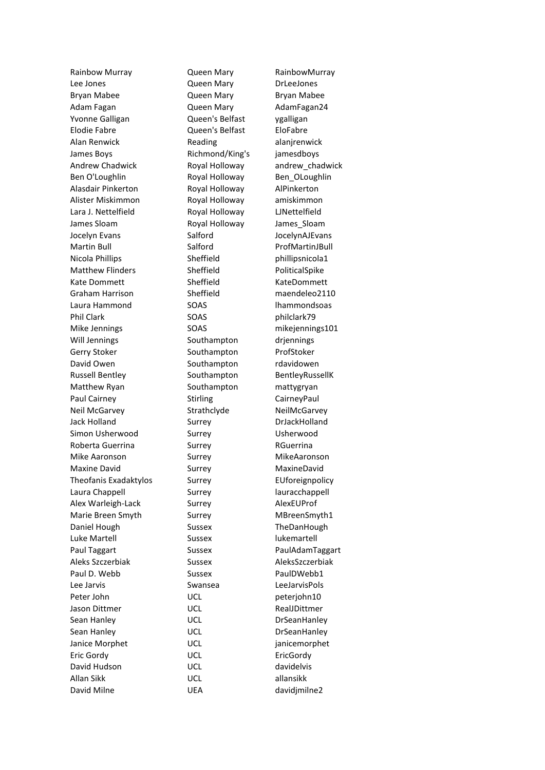| | | |
|---|---|---|
| Rainbow Murray | Queen Mary | RainbowMurray |
| Lee Jones | Queen Mary | DrLeeJones |
| Bryan Mabee | Queen Mary | Bryan Mabee |
| Adam Fagan | Queen Mary | AdamFagan24 |
| Yvonne Galligan | Queen's Belfast | ygalligan |
| Elodie Fabre | Queen's Belfast | EloFabre |
| Alan Renwick | Reading | alanjrenwick |
| James Boys | Richmond/King's | jamesdboys |
| Andrew Chadwick | Royal Holloway | andrew_chadwick |
| Ben O'Loughlin | Royal Holloway | Ben_OLoughlin |
| Alasdair Pinkerton | Royal Holloway | AlPinkerton |
| Alister Miskimmon | Royal Holloway | amiskimmon |
| Lara J. Nettelfield | Royal Holloway | LJNettelfield |
| James Sloam | Royal Holloway | James_Sloam |
| Jocelyn Evans | Salford | JocelynAJEvans |
| Martin Bull | Salford | ProfMartinJBull |
| Nicola Phillips | Sheffield | phillipsnicola1 |
| Matthew Flinders | Sheffield | PoliticalSpike |
| Kate Dommett | Sheffield | KateDommett |
| Graham Harrison | Sheffield | maendeleo2110 |
| Laura Hammond | SOAS | lhammondsoas |
| Phil Clark | SOAS | philclark79 |
| Mike Jennings | SOAS | mikejennings101 |
| Will Jennings | Southampton | drjennings |
| Gerry Stoker | Southampton | ProfStoker |
| David Owen | Southampton | rdavidowen |
| Russell Bentley | Southampton | BentleyRussellK |
| Matthew Ryan | Southampton | mattygryan |
| Paul Cairney | Stirling | CairneyPaul |
| Neil McGarvey | Strathclyde | NeilMcGarvey |
| Jack Holland | Surrey | DrJackHolland |
| Simon Usherwood | Surrey | Usherwood |
| Roberta Guerrina | Surrey | RGuerrina |
| Mike Aaronson | Surrey | MikeAaronson |
| Maxine David | Surrey | MaxineDavid |
| Theofanis Exadaktylos | Surrey | EUforeignpolicy |
| Laura Chappell | Surrey | lauracchappell |
| Alex Warleigh-Lack | Surrey | AlexEUProf |
| Marie Breen Smyth | Surrey | MBreenSmyth1 |
| Daniel Hough | Sussex | TheDanHough |
| Luke Martell | Sussex | lukemartell |
| Paul Taggart | Sussex | PaulAdamTaggart |
| Aleks Szczerbiak | Sussex | AleksSzczerbiak |
| Paul D. Webb | Sussex | PaulDWebb1 |
| Lee Jarvis | Swansea | LeeJarvisPols |
| Peter John | UCL | peterjohn10 |
| Jason Dittmer | UCL | RealJDittmer |
| Sean Hanley | UCL | DrSeanHanley |
| Sean Hanley | UCL | DrSeanHanley |
| Janice Morphet | UCL | janicemorphet |
| Eric Gordy | UCL | EricGordy |
| David Hudson | UCL | davidelvis |
| Allan Sikk | UCL | allansikk |
| David Milne | UEA | davidjmilne2 |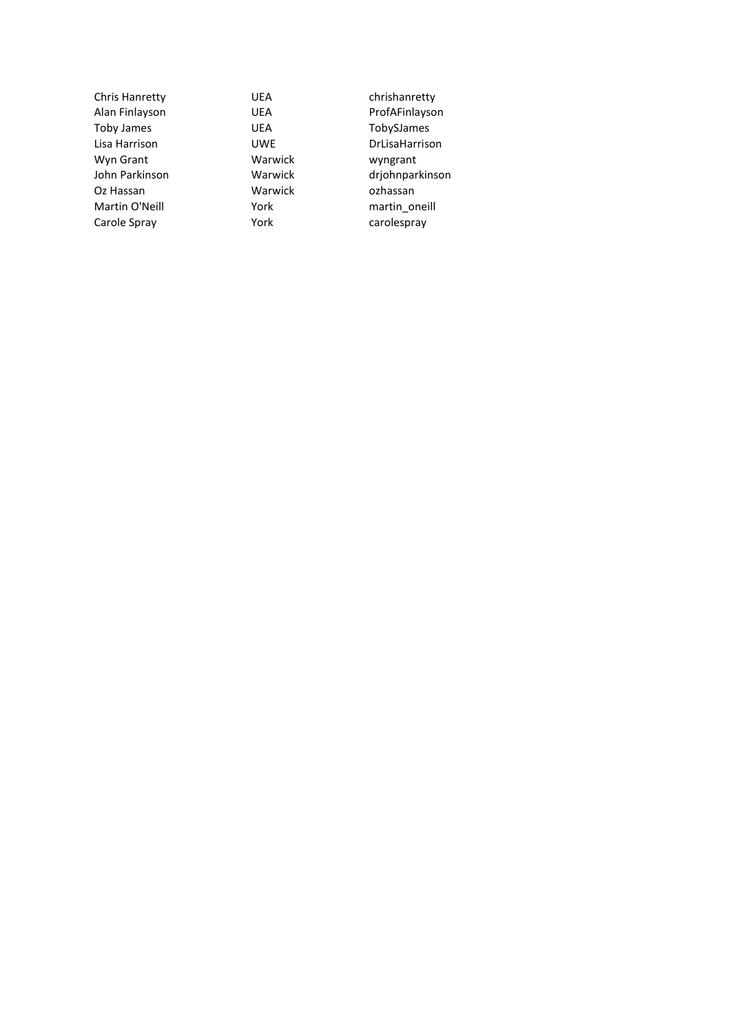| | | |
|---|---|---|
| Chris Hanretty | UEA | chrishanretty |
| Alan Finlayson | UEA | ProfAFinlayson |
| Toby James | UEA | TobySJames |
| Lisa Harrison | UWE | DrLisaHarrison |
| Wyn Grant | Warwick | wyngrant |
| John Parkinson | Warwick | drjohnparkinson |
| Oz Hassan | Warwick | ozhassan |
| Martin O'Neill | York | martin_oneill |
| Carole Spray | York | carolespray |